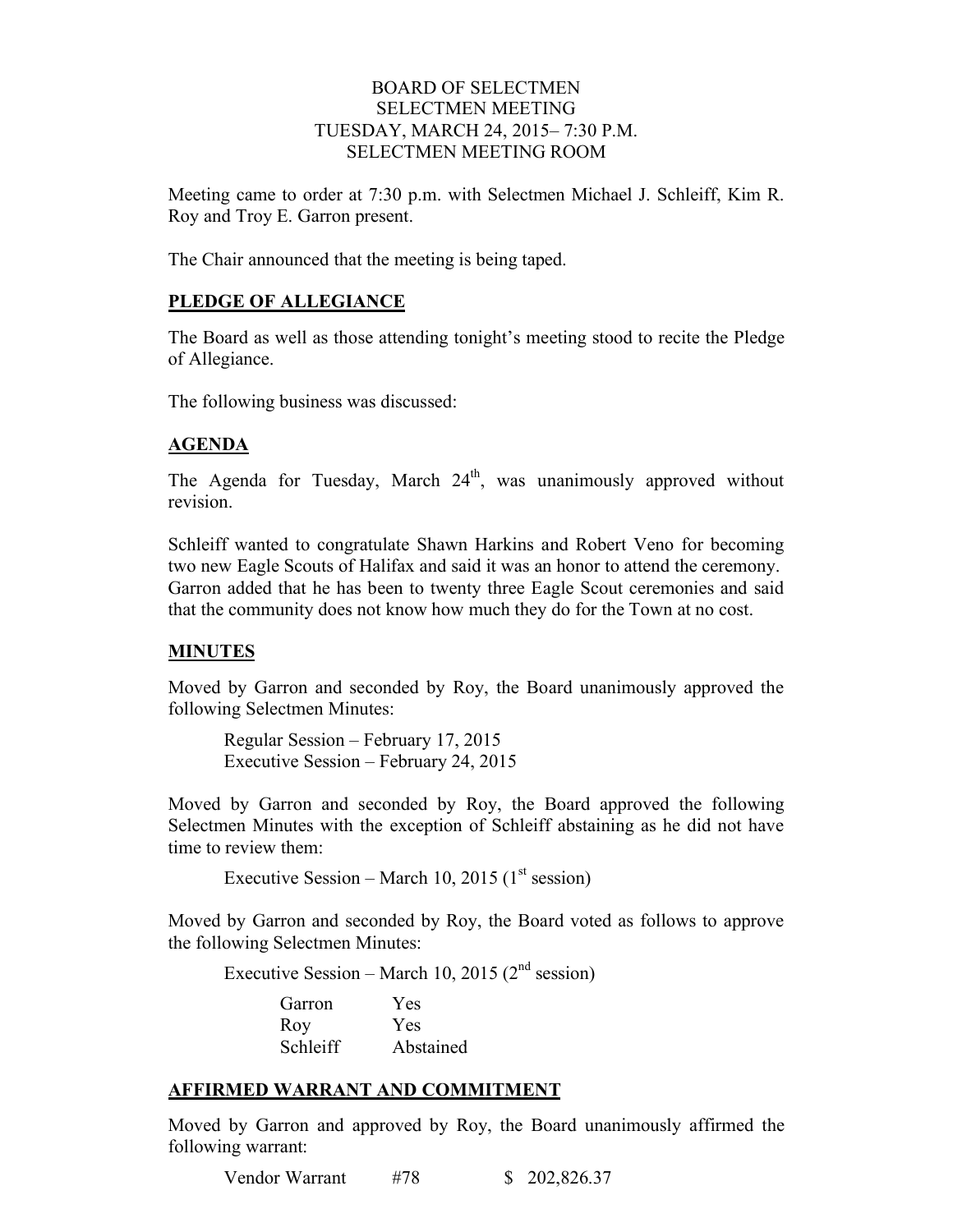BOARD OF SELECTMEN
SELECTMEN MEETING
TUESDAY, MARCH 24, 2015– 7:30 P.M.
SELECTMEN MEETING ROOM

Meeting came to order at 7:30 p.m. with Selectmen Michael J. Schleiff, Kim R. Roy and Troy E. Garron present.

The Chair announced that the meeting is being taped.

## PLEDGE OF ALLEGIANCE

The Board as well as those attending tonight's meeting stood to recite the Pledge of Allegiance.

The following business was discussed:

## AGENDA

The Agenda for Tuesday, March 24th, was unanimously approved without revision.

Schleiff wanted to congratulate Shawn Harkins and Robert Veno for becoming two new Eagle Scouts of Halifax and said it was an honor to attend the ceremony. Garron added that he has been to twenty three Eagle Scout ceremonies and said that the community does not know how much they do for the Town at no cost.

## MINUTES

Moved by Garron and seconded by Roy, the Board unanimously approved the following Selectmen Minutes:

Regular Session – February 17, 2015
Executive Session – February 24, 2015

Moved by Garron and seconded by Roy, the Board approved the following Selectmen Minutes with the exception of Schleiff abstaining as he did not have time to review them:

Executive Session – March 10, 2015 (1st session)

Moved by Garron and seconded by Roy, the Board voted as follows to approve the following Selectmen Minutes:

Executive Session – March 10, 2015 (2nd session)

| | |
|---|---|
| Garron | Yes |
| Roy | Yes |
| Schleiff | Abstained |

## AFFIRMED WARRANT AND COMMITMENT

Moved by Garron and approved by Roy, the Board unanimously affirmed the following warrant:

| | | |
|---|---|---|
| Vendor Warrant | #78 | $ 202,826.37 |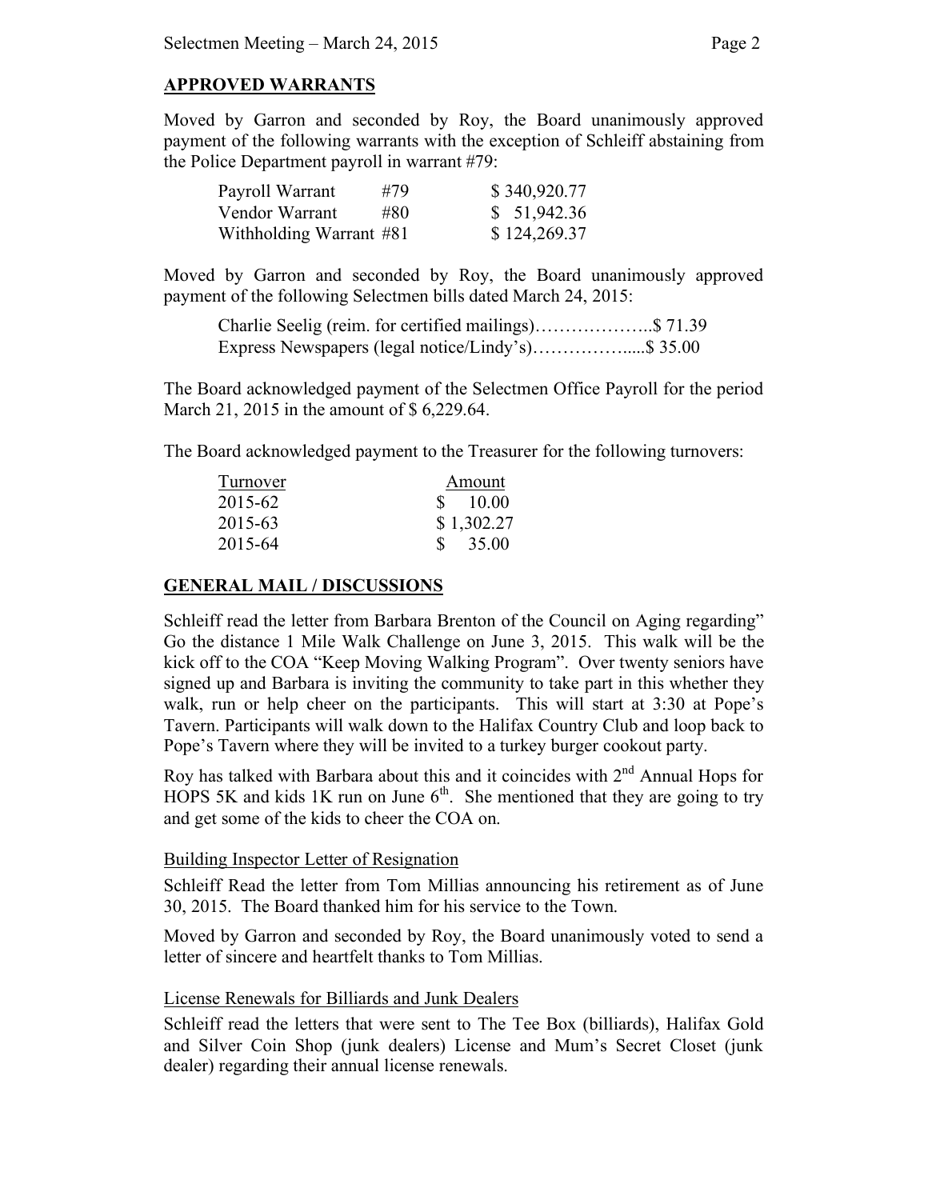## APPROVED WARRANTS

Moved by Garron and seconded by Roy, the Board unanimously approved payment of the following warrants with the exception of Schleiff abstaining from the Police Department payroll in warrant #79:

| | | |
|---|---|---|
| Payroll Warrant | #79 | $ 340,920.77 |
| Vendor Warrant | #80 | $ 51,942.36 |
| Withholding Warrant | #81 | $ 124,269.37 |

Moved by Garron and seconded by Roy, the Board unanimously approved payment of the following Selectmen bills dated March 24, 2015:

Charlie Seelig (reim. for certified mailings)………………..$ 71.39
Express Newspapers (legal notice/Lindy's)……………......$ 35.00

The Board acknowledged payment of the Selectmen Office Payroll for the period March 21, 2015 in the amount of $ 6,229.64.

The Board acknowledged payment to the Treasurer for the following turnovers:

| Turnover | Amount |
|---|---|
| 2015-62 | $ 10.00 |
| 2015-63 | $ 1,302.27 |
| 2015-64 | $ 35.00 |

## GENERAL MAIL / DISCUSSIONS

Schleiff read the letter from Barbara Brenton of the Council on Aging regarding" Go the distance 1 Mile Walk Challenge on June 3, 2015. This walk will be the kick off to the COA "Keep Moving Walking Program". Over twenty seniors have signed up and Barbara is inviting the community to take part in this whether they walk, run or help cheer on the participants. This will start at 3:30 at Pope's Tavern. Participants will walk down to the Halifax Country Club and loop back to Pope's Tavern where they will be invited to a turkey burger cookout party.

Roy has talked with Barbara about this and it coincides with 2nd Annual Hops for HOPS 5K and kids 1K run on June 6th. She mentioned that they are going to try and get some of the kids to cheer the COA on.

### Building Inspector Letter of Resignation

Schleiff Read the letter from Tom Millias announcing his retirement as of June 30, 2015. The Board thanked him for his service to the Town.

Moved by Garron and seconded by Roy, the Board unanimously voted to send a letter of sincere and heartfelt thanks to Tom Millias.

### License Renewals for Billiards and Junk Dealers

Schleiff read the letters that were sent to The Tee Box (billiards), Halifax Gold and Silver Coin Shop (junk dealers) License and Mum's Secret Closet (junk dealer) regarding their annual license renewals.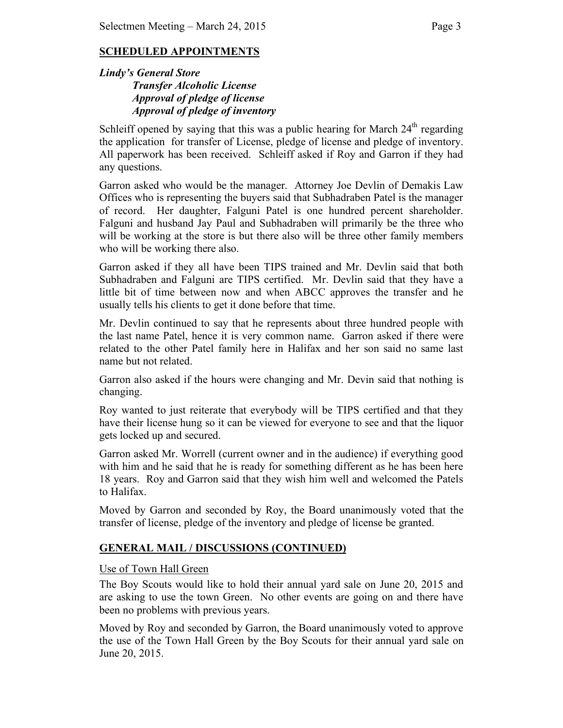## SCHEDULED APPOINTMENTS

***Lindy's General Store***
***Transfer Alcoholic License***
***Approval of pledge of license***
***Approval of pledge of inventory***

Schleiff opened by saying that this was a public hearing for March 24th regarding the application for transfer of License, pledge of license and pledge of inventory. All paperwork has been received. Schleiff asked if Roy and Garron if they had any questions.

Garron asked who would be the manager. Attorney Joe Devlin of Demakis Law Offices who is representing the buyers said that Subhadraben Patel is the manager of record. Her daughter, Falguni Patel is one hundred percent shareholder. Falguni and husband Jay Paul and Subhadraben will primarily be the three who will be working at the store is but there also will be three other family members who will be working there also.

Garron asked if they all have been TIPS trained and Mr. Devlin said that both Subhadraben and Falguni are TIPS certified. Mr. Devlin said that they have a little bit of time between now and when ABCC approves the transfer and he usually tells his clients to get it done before that time.

Mr. Devlin continued to say that he represents about three hundred people with the last name Patel, hence it is very common name. Garron asked if there were related to the other Patel family here in Halifax and her son said no same last name but not related.

Garron also asked if the hours were changing and Mr. Devin said that nothing is changing.

Roy wanted to just reiterate that everybody will be TIPS certified and that they have their license hung so it can be viewed for everyone to see and that the liquor gets locked up and secured.

Garron asked Mr. Worrell (current owner and in the audience) if everything good with him and he said that he is ready for something different as he has been here 18 years. Roy and Garron said that they wish him well and welcomed the Patels to Halifax.

Moved by Garron and seconded by Roy, the Board unanimously voted that the transfer of license, pledge of the inventory and pledge of license be granted.

## GENERAL MAIL / DISCUSSIONS (CONTINUED)

Use of Town Hall Green

The Boy Scouts would like to hold their annual yard sale on June 20, 2015 and are asking to use the town Green. No other events are going on and there have been no problems with previous years.

Moved by Roy and seconded by Garron, the Board unanimously voted to approve the use of the Town Hall Green by the Boy Scouts for their annual yard sale on June 20, 2015.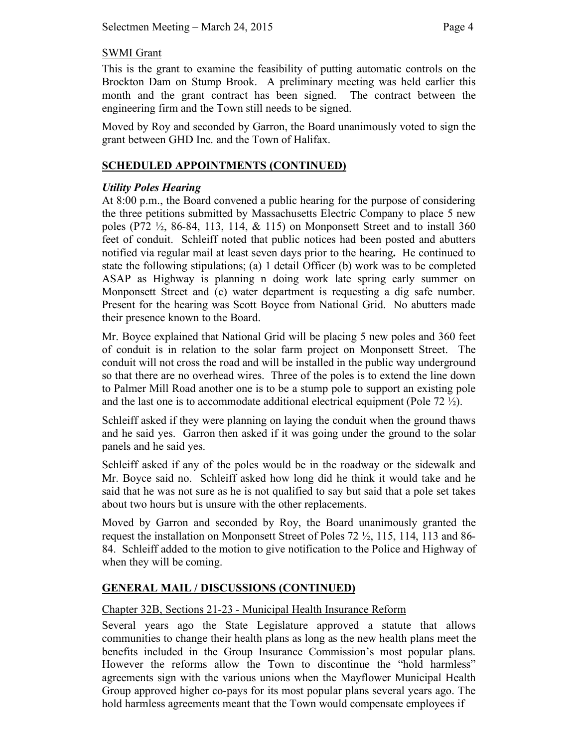SWMI Grant

This is the grant to examine the feasibility of putting automatic controls on the Brockton Dam on Stump Brook. A preliminary meeting was held earlier this month and the grant contract has been signed. The contract between the engineering firm and the Town still needs to be signed.

Moved by Roy and seconded by Garron, the Board unanimously voted to sign the grant between GHD Inc. and the Town of Halifax.

## SCHEDULED APPOINTMENTS (CONTINUED)

### *Utility Poles Hearing*

At 8:00 p.m., the Board convened a public hearing for the purpose of considering the three petitions submitted by Massachusetts Electric Company to place 5 new poles (P72 ½, 86-84, 113, 114, & 115) on Monponsett Street and to install 360 feet of conduit. Schleiff noted that public notices had been posted and abutters notified via regular mail at least seven days prior to the hearing**.** He continued to state the following stipulations; (a) 1 detail Officer (b) work was to be completed ASAP as Highway is planning n doing work late spring early summer on Monponsett Street and (c) water department is requesting a dig safe number. Present for the hearing was Scott Boyce from National Grid. No abutters made their presence known to the Board.

Mr. Boyce explained that National Grid will be placing 5 new poles and 360 feet of conduit is in relation to the solar farm project on Monponsett Street. The conduit will not cross the road and will be installed in the public way underground so that there are no overhead wires. Three of the poles is to extend the line down to Palmer Mill Road another one is to be a stump pole to support an existing pole and the last one is to accommodate additional electrical equipment (Pole 72 ½).

Schleiff asked if they were planning on laying the conduit when the ground thaws and he said yes. Garron then asked if it was going under the ground to the solar panels and he said yes.

Schleiff asked if any of the poles would be in the roadway or the sidewalk and Mr. Boyce said no. Schleiff asked how long did he think it would take and he said that he was not sure as he is not qualified to say but said that a pole set takes about two hours but is unsure with the other replacements.

Moved by Garron and seconded by Roy, the Board unanimously granted the request the installation on Monponsett Street of Poles 72 ½, 115, 114, 113 and 86-84. Schleiff added to the motion to give notification to the Police and Highway of when they will be coming.

## GENERAL MAIL / DISCUSSIONS (CONTINUED)

Chapter 32B, Sections 21-23 - Municipal Health Insurance Reform

Several years ago the State Legislature approved a statute that allows communities to change their health plans as long as the new health plans meet the benefits included in the Group Insurance Commission's most popular plans. However the reforms allow the Town to discontinue the "hold harmless" agreements sign with the various unions when the Mayflower Municipal Health Group approved higher co-pays for its most popular plans several years ago. The hold harmless agreements meant that the Town would compensate employees if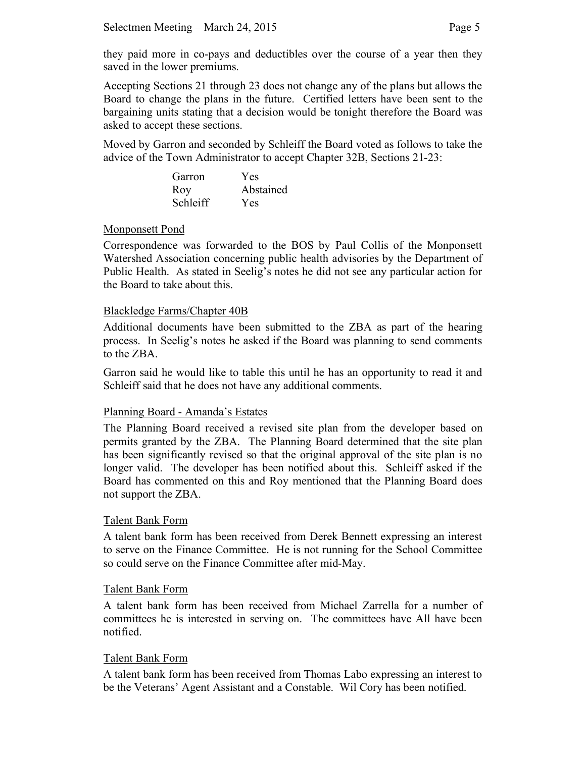they paid more in co-pays and deductibles over the course of a year then they saved in the lower premiums.

Accepting Sections 21 through 23 does not change any of the plans but allows the Board to change the plans in the future. Certified letters have been sent to the bargaining units stating that a decision would be tonight therefore the Board was asked to accept these sections.

Moved by Garron and seconded by Schleiff the Board voted as follows to take the advice of the Town Administrator to accept Chapter 32B, Sections 21-23:

| | |
|---|---|
| Garron | Yes |
| Roy | Abstained |
| Schleiff | Yes |

Monponsett Pond

Correspondence was forwarded to the BOS by Paul Collis of the Monponsett Watershed Association concerning public health advisories by the Department of Public Health. As stated in Seelig's notes he did not see any particular action for the Board to take about this.

Blackledge Farms/Chapter 40B

Additional documents have been submitted to the ZBA as part of the hearing process. In Seelig's notes he asked if the Board was planning to send comments to the ZBA.

Garron said he would like to table this until he has an opportunity to read it and Schleiff said that he does not have any additional comments.

Planning Board - Amanda's Estates

The Planning Board received a revised site plan from the developer based on permits granted by the ZBA. The Planning Board determined that the site plan has been significantly revised so that the original approval of the site plan is no longer valid. The developer has been notified about this. Schleiff asked if the Board has commented on this and Roy mentioned that the Planning Board does not support the ZBA.

Talent Bank Form

A talent bank form has been received from Derek Bennett expressing an interest to serve on the Finance Committee. He is not running for the School Committee so could serve on the Finance Committee after mid-May.

Talent Bank Form

A talent bank form has been received from Michael Zarrella for a number of committees he is interested in serving on. The committees have All have been notified.

Talent Bank Form

A talent bank form has been received from Thomas Labo expressing an interest to be the Veterans' Agent Assistant and a Constable. Wil Cory has been notified.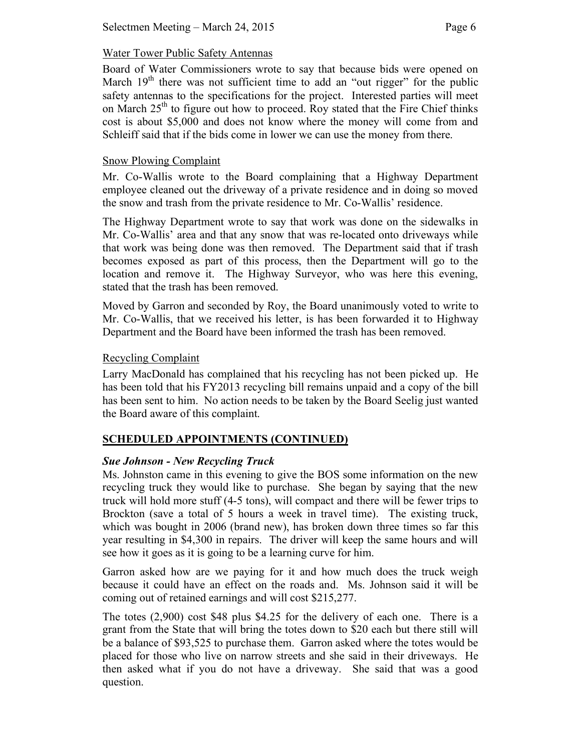Water Tower Public Safety Antennas

Board of Water Commissioners wrote to say that because bids were opened on March 19th there was not sufficient time to add an "out rigger" for the public safety antennas to the specifications for the project. Interested parties will meet on March 25th to figure out how to proceed. Roy stated that the Fire Chief thinks cost is about $5,000 and does not know where the money will come from and Schleiff said that if the bids come in lower we can use the money from there.

Snow Plowing Complaint

Mr. Co-Wallis wrote to the Board complaining that a Highway Department employee cleaned out the driveway of a private residence and in doing so moved the snow and trash from the private residence to Mr. Co-Wallis' residence.

The Highway Department wrote to say that work was done on the sidewalks in Mr. Co-Wallis' area and that any snow that was re-located onto driveways while that work was being done was then removed. The Department said that if trash becomes exposed as part of this process, then the Department will go to the location and remove it. The Highway Surveyor, who was here this evening, stated that the trash has been removed.

Moved by Garron and seconded by Roy, the Board unanimously voted to write to Mr. Co-Wallis, that we received his letter, is has been forwarded it to Highway Department and the Board have been informed the trash has been removed.

Recycling Complaint

Larry MacDonald has complained that his recycling has not been picked up. He has been told that his FY2013 recycling bill remains unpaid and a copy of the bill has been sent to him. No action needs to be taken by the Board Seelig just wanted the Board aware of this complaint.

## SCHEDULED APPOINTMENTS (CONTINUED)

***Sue Johnson - New Recycling Truck***

Ms. Johnston came in this evening to give the BOS some information on the new recycling truck they would like to purchase. She began by saying that the new truck will hold more stuff (4-5 tons), will compact and there will be fewer trips to Brockton (save a total of 5 hours a week in travel time). The existing truck, which was bought in 2006 (brand new), has broken down three times so far this year resulting in $4,300 in repairs. The driver will keep the same hours and will see how it goes as it is going to be a learning curve for him.

Garron asked how are we paying for it and how much does the truck weigh because it could have an effect on the roads and. Ms. Johnson said it will be coming out of retained earnings and will cost $215,277.

The totes (2,900) cost $48 plus $4.25 for the delivery of each one. There is a grant from the State that will bring the totes down to $20 each but there still will be a balance of $93,525 to purchase them. Garron asked where the totes would be placed for those who live on narrow streets and she said in their driveways. He then asked what if you do not have a driveway. She said that was a good question.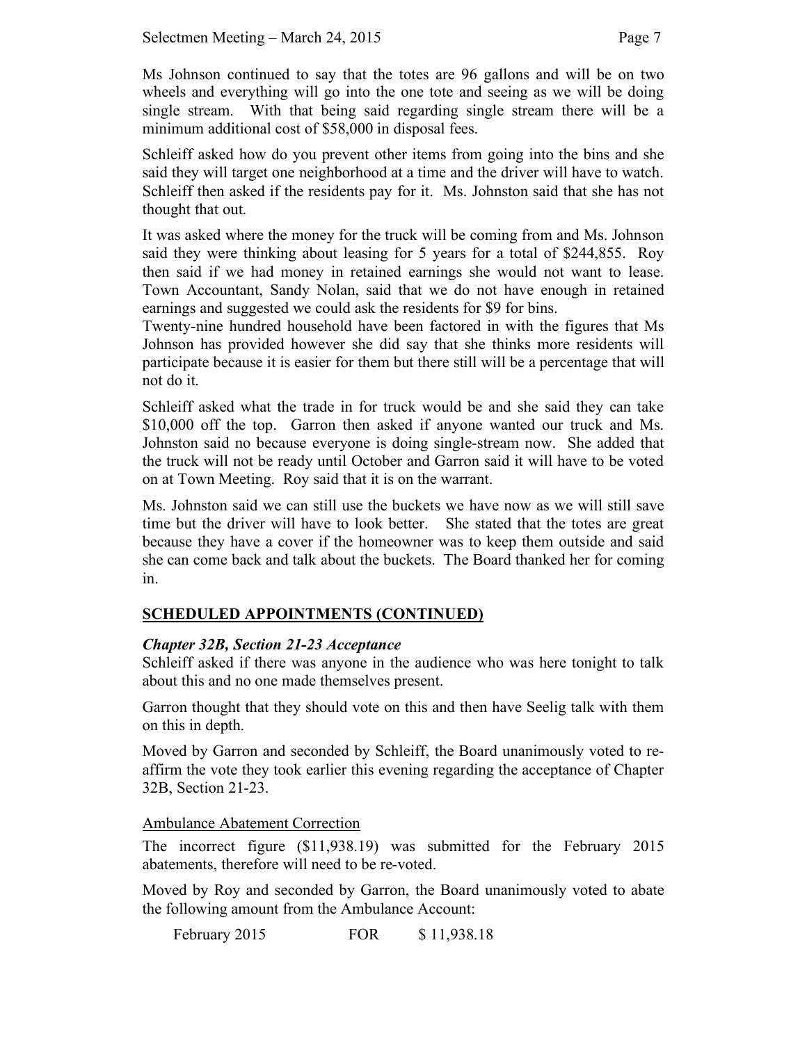Ms Johnson continued to say that the totes are 96 gallons and will be on two wheels and everything will go into the one tote and seeing as we will be doing single stream. With that being said regarding single stream there will be a minimum additional cost of $58,000 in disposal fees.

Schleiff asked how do you prevent other items from going into the bins and she said they will target one neighborhood at a time and the driver will have to watch. Schleiff then asked if the residents pay for it. Ms. Johnston said that she has not thought that out.

It was asked where the money for the truck will be coming from and Ms. Johnson said they were thinking about leasing for 5 years for a total of $244,855. Roy then said if we had money in retained earnings she would not want to lease. Town Accountant, Sandy Nolan, said that we do not have enough in retained earnings and suggested we could ask the residents for $9 for bins.

Twenty-nine hundred household have been factored in with the figures that Ms Johnson has provided however she did say that she thinks more residents will participate because it is easier for them but there still will be a percentage that will not do it.

Schleiff asked what the trade in for truck would be and she said they can take $10,000 off the top. Garron then asked if anyone wanted our truck and Ms. Johnston said no because everyone is doing single-stream now. She added that the truck will not be ready until October and Garron said it will have to be voted on at Town Meeting. Roy said that it is on the warrant.

Ms. Johnston said we can still use the buckets we have now as we will still save time but the driver will have to look better. She stated that the totes are great because they have a cover if the homeowner was to keep them outside and said she can come back and talk about the buckets. The Board thanked her for coming in.

## SCHEDULED APPOINTMENTS (CONTINUED)

### *Chapter 32B, Section 21-23 Acceptance*

Schleiff asked if there was anyone in the audience who was here tonight to talk about this and no one made themselves present.

Garron thought that they should vote on this and then have Seelig talk with them on this in depth.

Moved by Garron and seconded by Schleiff, the Board unanimously voted to re-affirm the vote they took earlier this evening regarding the acceptance of Chapter 32B, Section 21-23.

Ambulance Abatement Correction

The incorrect figure ($11,938.19) was submitted for the February 2015 abatements, therefore will need to be re-voted.

Moved by Roy and seconded by Garron, the Board unanimously voted to abate the following amount from the Ambulance Account:

| | | |
|---|---|---|
| February 2015 | FOR | $ 11,938.18 |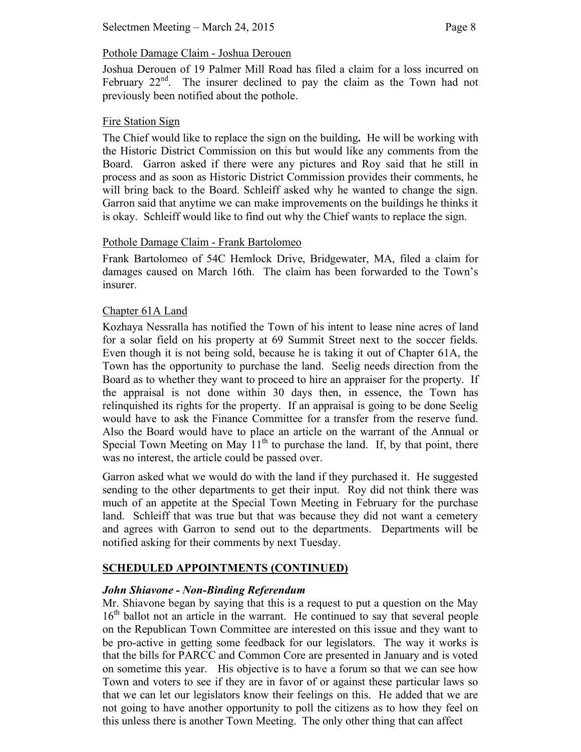Pothole Damage Claim - Joshua Derouen

Joshua Derouen of 19 Palmer Mill Road has filed a claim for a loss incurred on February 22nd. The insurer declined to pay the claim as the Town had not previously been notified about the pothole.

Fire Station Sign

The Chief would like to replace the sign on the building**.** He will be working with the Historic District Commission on this but would like any comments from the Board. Garron asked if there were any pictures and Roy said that he still in process and as soon as Historic District Commission provides their comments, he will bring back to the Board. Schleiff asked why he wanted to change the sign. Garron said that anytime we can make improvements on the buildings he thinks it is okay. Schleiff would like to find out why the Chief wants to replace the sign.

Pothole Damage Claim - Frank Bartolomeo

Frank Bartolomeo of 54C Hemlock Drive, Bridgewater, MA, filed a claim for damages caused on March 16th. The claim has been forwarded to the Town's insurer.

Chapter 61A Land

Kozhaya Nessralla has notified the Town of his intent to lease nine acres of land for a solar field on his property at 69 Summit Street next to the soccer fields. Even though it is not being sold, because he is taking it out of Chapter 61A, the Town has the opportunity to purchase the land. Seelig needs direction from the Board as to whether they want to proceed to hire an appraiser for the property. If the appraisal is not done within 30 days then, in essence, the Town has relinquished its rights for the property. If an appraisal is going to be done Seelig would have to ask the Finance Committee for a transfer from the reserve fund. Also the Board would have to place an article on the warrant of the Annual or Special Town Meeting on May 11th to purchase the land. If, by that point, there was no interest, the article could be passed over.

Garron asked what we would do with the land if they purchased it. He suggested sending to the other departments to get their input. Roy did not think there was much of an appetite at the Special Town Meeting in February for the purchase land. Schleiff that was true but that was because they did not want a cemetery and agrees with Garron to send out to the departments. Departments will be notified asking for their comments by next Tuesday.

## SCHEDULED APPOINTMENTS (CONTINUED)

### *John Shiavone - Non-Binding Referendum*

Mr. Shiavone began by saying that this is a request to put a question on the May 16th ballot not an article in the warrant. He continued to say that several people on the Republican Town Committee are interested on this issue and they want to be pro-active in getting some feedback for our legislators. The way it works is that the bills for PARCC and Common Core are presented in January and is voted on sometime this year. His objective is to have a forum so that we can see how Town and voters to see if they are in favor of or against these particular laws so that we can let our legislators know their feelings on this. He added that we are not going to have another opportunity to poll the citizens as to how they feel on this unless there is another Town Meeting. The only other thing that can affect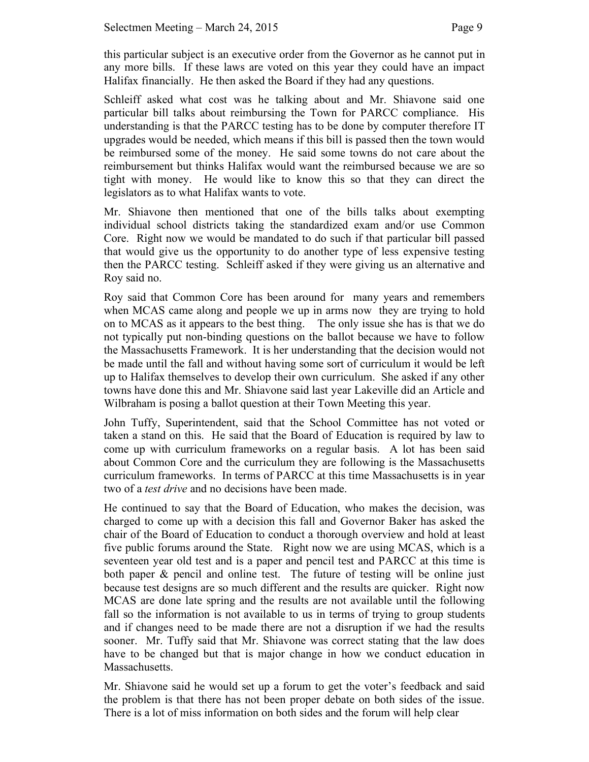this particular subject is an executive order from the Governor as he cannot put in any more bills. If these laws are voted on this year they could have an impact Halifax financially. He then asked the Board if they had any questions.

Schleiff asked what cost was he talking about and Mr. Shiavone said one particular bill talks about reimbursing the Town for PARCC compliance. His understanding is that the PARCC testing has to be done by computer therefore IT upgrades would be needed, which means if this bill is passed then the town would be reimbursed some of the money. He said some towns do not care about the reimbursement but thinks Halifax would want the reimbursed because we are so tight with money. He would like to know this so that they can direct the legislators as to what Halifax wants to vote.

Mr. Shiavone then mentioned that one of the bills talks about exempting individual school districts taking the standardized exam and/or use Common Core. Right now we would be mandated to do such if that particular bill passed that would give us the opportunity to do another type of less expensive testing then the PARCC testing. Schleiff asked if they were giving us an alternative and Roy said no.

Roy said that Common Core has been around for many years and remembers when MCAS came along and people we up in arms now they are trying to hold on to MCAS as it appears to the best thing. The only issue she has is that we do not typically put non-binding questions on the ballot because we have to follow the Massachusetts Framework. It is her understanding that the decision would not be made until the fall and without having some sort of curriculum it would be left up to Halifax themselves to develop their own curriculum. She asked if any other towns have done this and Mr. Shiavone said last year Lakeville did an Article and Wilbraham is posing a ballot question at their Town Meeting this year.

John Tuffy, Superintendent, said that the School Committee has not voted or taken a stand on this. He said that the Board of Education is required by law to come up with curriculum frameworks on a regular basis. A lot has been said about Common Core and the curriculum they are following is the Massachusetts curriculum frameworks. In terms of PARCC at this time Massachusetts is in year two of a *test drive* and no decisions have been made.

He continued to say that the Board of Education, who makes the decision, was charged to come up with a decision this fall and Governor Baker has asked the chair of the Board of Education to conduct a thorough overview and hold at least five public forums around the State. Right now we are using MCAS, which is a seventeen year old test and is a paper and pencil test and PARCC at this time is both paper & pencil and online test. The future of testing will be online just because test designs are so much different and the results are quicker. Right now MCAS are done late spring and the results are not available until the following fall so the information is not available to us in terms of trying to group students and if changes need to be made there are not a disruption if we had the results sooner. Mr. Tuffy said that Mr. Shiavone was correct stating that the law does have to be changed but that is major change in how we conduct education in Massachusetts.

Mr. Shiavone said he would set up a forum to get the voter's feedback and said the problem is that there has not been proper debate on both sides of the issue. There is a lot of miss information on both sides and the forum will help clear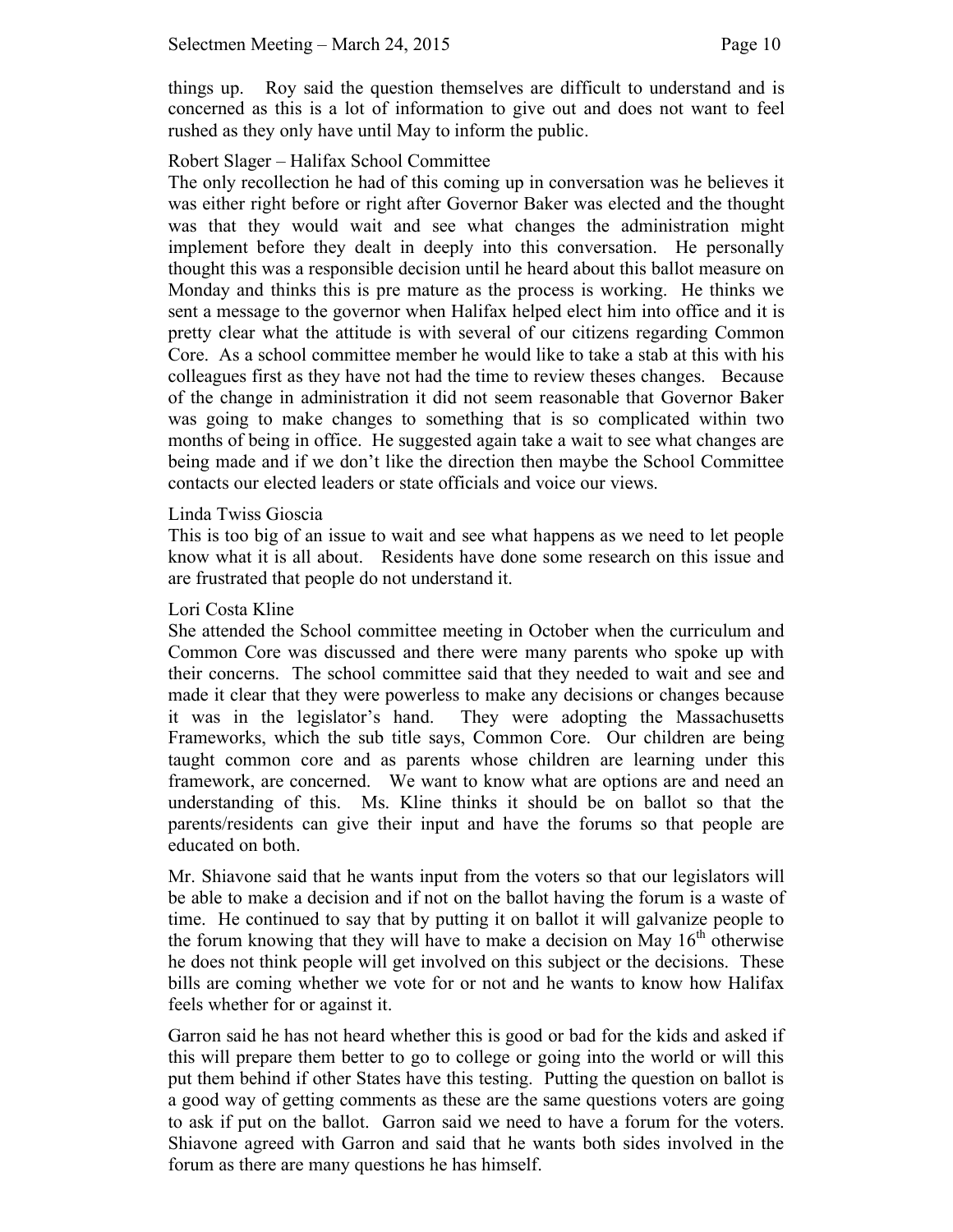things up. Roy said the question themselves are difficult to understand and is concerned as this is a lot of information to give out and does not want to feel rushed as they only have until May to inform the public.

Robert Slager – Halifax School Committee

The only recollection he had of this coming up in conversation was he believes it was either right before or right after Governor Baker was elected and the thought was that they would wait and see what changes the administration might implement before they dealt in deeply into this conversation. He personally thought this was a responsible decision until he heard about this ballot measure on Monday and thinks this is pre mature as the process is working. He thinks we sent a message to the governor when Halifax helped elect him into office and it is pretty clear what the attitude is with several of our citizens regarding Common Core. As a school committee member he would like to take a stab at this with his colleagues first as they have not had the time to review theses changes. Because of the change in administration it did not seem reasonable that Governor Baker was going to make changes to something that is so complicated within two months of being in office. He suggested again take a wait to see what changes are being made and if we don't like the direction then maybe the School Committee contacts our elected leaders or state officials and voice our views.

Linda Twiss Gioscia

This is too big of an issue to wait and see what happens as we need to let people know what it is all about. Residents have done some research on this issue and are frustrated that people do not understand it.

Lori Costa Kline

She attended the School committee meeting in October when the curriculum and Common Core was discussed and there were many parents who spoke up with their concerns. The school committee said that they needed to wait and see and made it clear that they were powerless to make any decisions or changes because it was in the legislator's hand. They were adopting the Massachusetts Frameworks, which the sub title says, Common Core. Our children are being taught common core and as parents whose children are learning under this framework, are concerned. We want to know what are options are and need an understanding of this. Ms. Kline thinks it should be on ballot so that the parents/residents can give their input and have the forums so that people are educated on both.

Mr. Shiavone said that he wants input from the voters so that our legislators will be able to make a decision and if not on the ballot having the forum is a waste of time. He continued to say that by putting it on ballot it will galvanize people to the forum knowing that they will have to make a decision on May 16th otherwise he does not think people will get involved on this subject or the decisions. These bills are coming whether we vote for or not and he wants to know how Halifax feels whether for or against it.

Garron said he has not heard whether this is good or bad for the kids and asked if this will prepare them better to go to college or going into the world or will this put them behind if other States have this testing. Putting the question on ballot is a good way of getting comments as these are the same questions voters are going to ask if put on the ballot. Garron said we need to have a forum for the voters. Shiavone agreed with Garron and said that he wants both sides involved in the forum as there are many questions he has himself.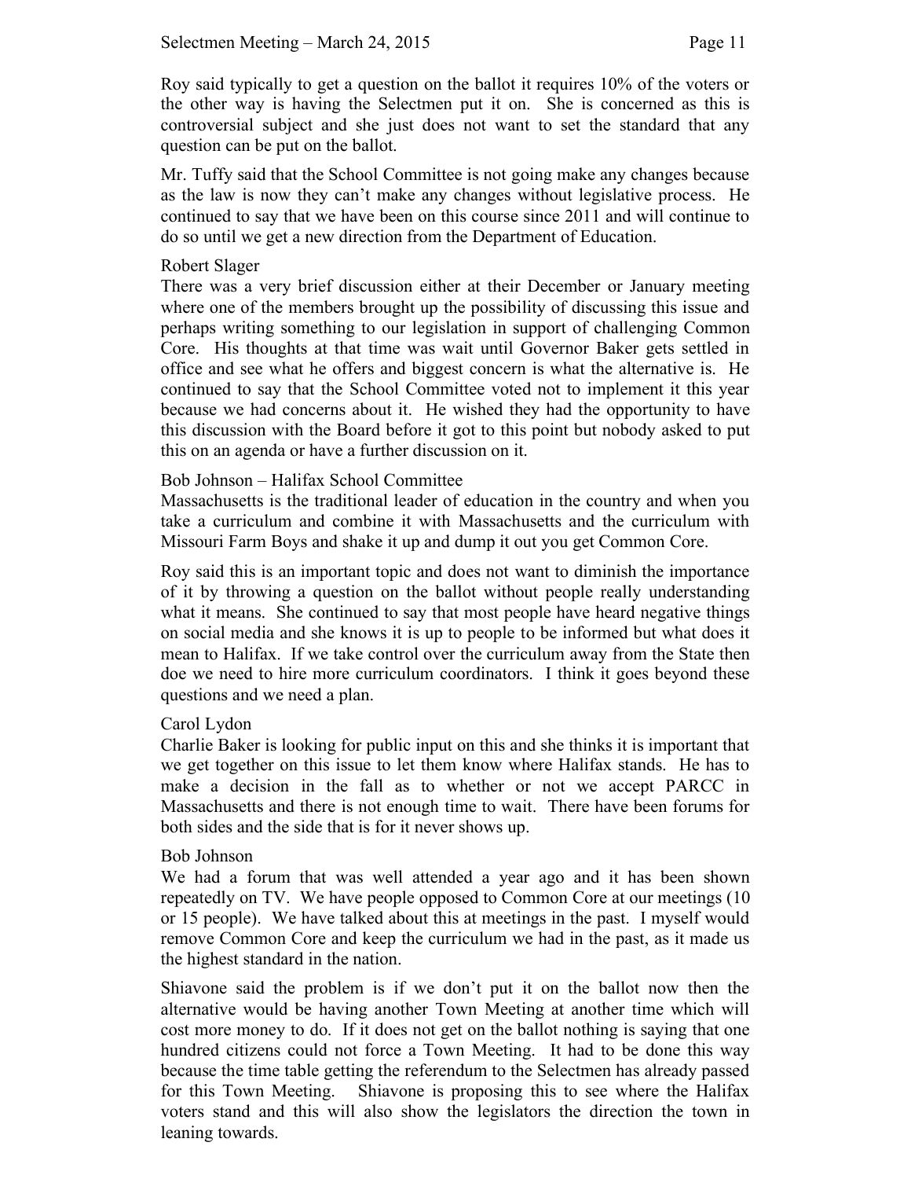Roy said typically to get a question on the ballot it requires 10% of the voters or the other way is having the Selectmen put it on. She is concerned as this is controversial subject and she just does not want to set the standard that any question can be put on the ballot.

Mr. Tuffy said that the School Committee is not going make any changes because as the law is now they can't make any changes without legislative process. He continued to say that we have been on this course since 2011 and will continue to do so until we get a new direction from the Department of Education.

Robert Slager
There was a very brief discussion either at their December or January meeting where one of the members brought up the possibility of discussing this issue and perhaps writing something to our legislation in support of challenging Common Core. His thoughts at that time was wait until Governor Baker gets settled in office and see what he offers and biggest concern is what the alternative is. He continued to say that the School Committee voted not to implement it this year because we had concerns about it. He wished they had the opportunity to have this discussion with the Board before it got to this point but nobody asked to put this on an agenda or have a further discussion on it.

Bob Johnson – Halifax School Committee
Massachusetts is the traditional leader of education in the country and when you take a curriculum and combine it with Massachusetts and the curriculum with Missouri Farm Boys and shake it up and dump it out you get Common Core.

Roy said this is an important topic and does not want to diminish the importance of it by throwing a question on the ballot without people really understanding what it means. She continued to say that most people have heard negative things on social media and she knows it is up to people to be informed but what does it mean to Halifax. If we take control over the curriculum away from the State then doe we need to hire more curriculum coordinators. I think it goes beyond these questions and we need a plan.

Carol Lydon
Charlie Baker is looking for public input on this and she thinks it is important that we get together on this issue to let them know where Halifax stands. He has to make a decision in the fall as to whether or not we accept PARCC in Massachusetts and there is not enough time to wait. There have been forums for both sides and the side that is for it never shows up.

Bob Johnson
We had a forum that was well attended a year ago and it has been shown repeatedly on TV. We have people opposed to Common Core at our meetings (10 or 15 people). We have talked about this at meetings in the past. I myself would remove Common Core and keep the curriculum we had in the past, as it made us the highest standard in the nation.

Shiavone said the problem is if we don't put it on the ballot now then the alternative would be having another Town Meeting at another time which will cost more money to do. If it does not get on the ballot nothing is saying that one hundred citizens could not force a Town Meeting. It had to be done this way because the time table getting the referendum to the Selectmen has already passed for this Town Meeting. Shiavone is proposing this to see where the Halifax voters stand and this will also show the legislators the direction the town in leaning towards.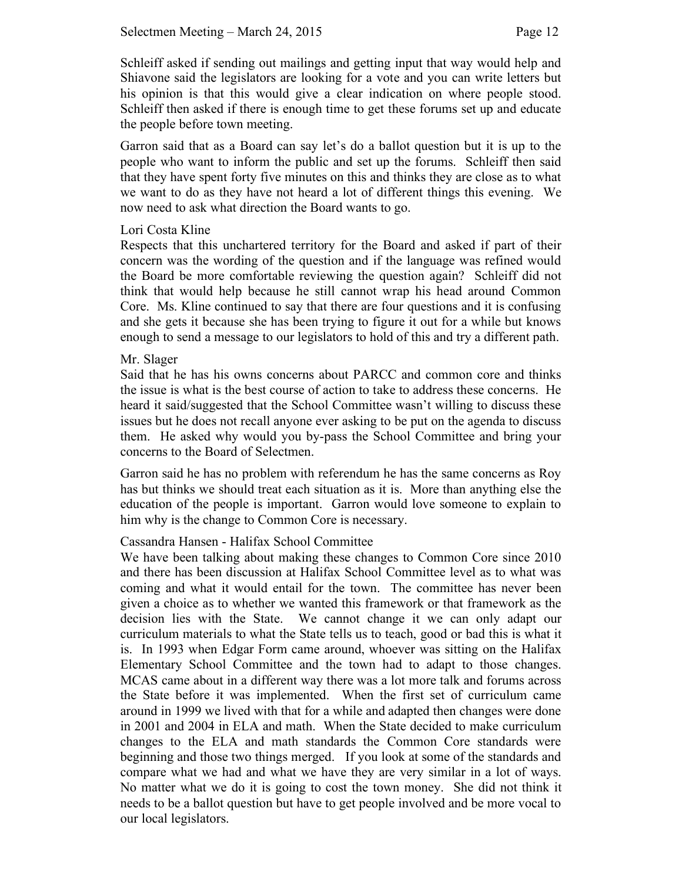Schleiff asked if sending out mailings and getting input that way would help and Shiavone said the legislators are looking for a vote and you can write letters but his opinion is that this would give a clear indication on where people stood. Schleiff then asked if there is enough time to get these forums set up and educate the people before town meeting.

Garron said that as a Board can say let's do a ballot question but it is up to the people who want to inform the public and set up the forums. Schleiff then said that they have spent forty five minutes on this and thinks they are close as to what we want to do as they have not heard a lot of different things this evening. We now need to ask what direction the Board wants to go.

Lori Costa Kline
Respects that this unchartered territory for the Board and asked if part of their concern was the wording of the question and if the language was refined would the Board be more comfortable reviewing the question again? Schleiff did not think that would help because he still cannot wrap his head around Common Core. Ms. Kline continued to say that there are four questions and it is confusing and she gets it because she has been trying to figure it out for a while but knows enough to send a message to our legislators to hold of this and try a different path.

Mr. Slager
Said that he has his owns concerns about PARCC and common core and thinks the issue is what is the best course of action to take to address these concerns. He heard it said/suggested that the School Committee wasn't willing to discuss these issues but he does not recall anyone ever asking to be put on the agenda to discuss them. He asked why would you by-pass the School Committee and bring your concerns to the Board of Selectmen.

Garron said he has no problem with referendum he has the same concerns as Roy has but thinks we should treat each situation as it is. More than anything else the education of the people is important. Garron would love someone to explain to him why is the change to Common Core is necessary.

Cassandra Hansen - Halifax School Committee
We have been talking about making these changes to Common Core since 2010 and there has been discussion at Halifax School Committee level as to what was coming and what it would entail for the town. The committee has never been given a choice as to whether we wanted this framework or that framework as the decision lies with the State. We cannot change it we can only adapt our curriculum materials to what the State tells us to teach, good or bad this is what it is. In 1993 when Edgar Form came around, whoever was sitting on the Halifax Elementary School Committee and the town had to adapt to those changes. MCAS came about in a different way there was a lot more talk and forums across the State before it was implemented. When the first set of curriculum came around in 1999 we lived with that for a while and adapted then changes were done in 2001 and 2004 in ELA and math. When the State decided to make curriculum changes to the ELA and math standards the Common Core standards were beginning and those two things merged. If you look at some of the standards and compare what we had and what we have they are very similar in a lot of ways. No matter what we do it is going to cost the town money. She did not think it needs to be a ballot question but have to get people involved and be more vocal to our local legislators.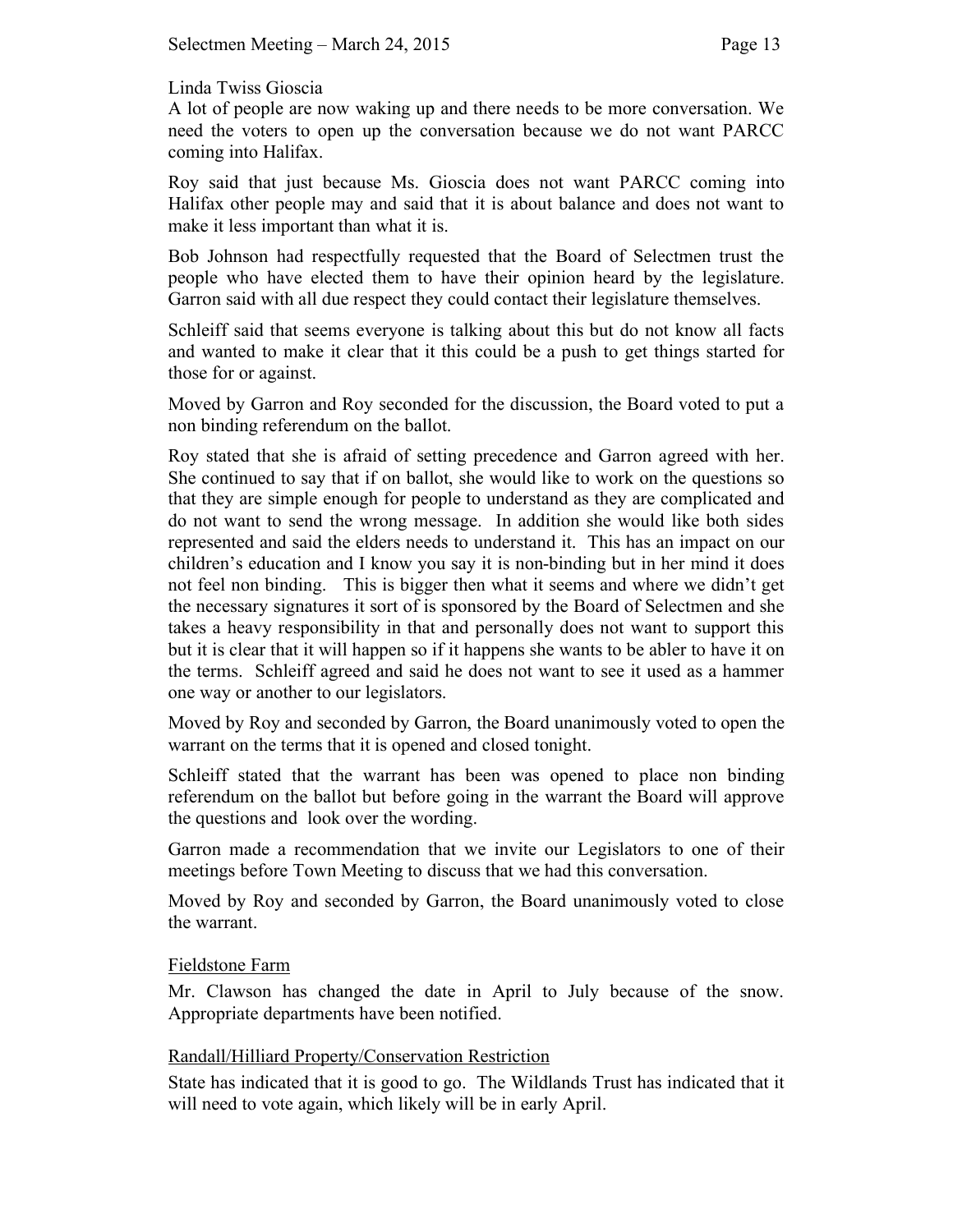Linda Twiss Gioscia
A lot of people are now waking up and there needs to be more conversation. We need the voters to open up the conversation because we do not want PARCC coming into Halifax.

Roy said that just because Ms. Gioscia does not want PARCC coming into Halifax other people may and said that it is about balance and does not want to make it less important than what it is.

Bob Johnson had respectfully requested that the Board of Selectmen trust the people who have elected them to have their opinion heard by the legislature. Garron said with all due respect they could contact their legislature themselves.

Schleiff said that seems everyone is talking about this but do not know all facts and wanted to make it clear that it this could be a push to get things started for those for or against.

Moved by Garron and Roy seconded for the discussion, the Board voted to put a non binding referendum on the ballot.

Roy stated that she is afraid of setting precedence and Garron agreed with her. She continued to say that if on ballot, she would like to work on the questions so that they are simple enough for people to understand as they are complicated and do not want to send the wrong message. In addition she would like both sides represented and said the elders needs to understand it. This has an impact on our children's education and I know you say it is non-binding but in her mind it does not feel non binding. This is bigger then what it seems and where we didn't get the necessary signatures it sort of is sponsored by the Board of Selectmen and she takes a heavy responsibility in that and personally does not want to support this but it is clear that it will happen so if it happens she wants to be abler to have it on the terms. Schleiff agreed and said he does not want to see it used as a hammer one way or another to our legislators.

Moved by Roy and seconded by Garron, the Board unanimously voted to open the warrant on the terms that it is opened and closed tonight.

Schleiff stated that the warrant has been was opened to place non binding referendum on the ballot but before going in the warrant the Board will approve the questions and look over the wording.

Garron made a recommendation that we invite our Legislators to one of their meetings before Town Meeting to discuss that we had this conversation.

Moved by Roy and seconded by Garron, the Board unanimously voted to close the warrant.

Fieldstone Farm
Mr. Clawson has changed the date in April to July because of the snow. Appropriate departments have been notified.

Randall/Hilliard Property/Conservation Restriction
State has indicated that it is good to go. The Wildlands Trust has indicated that it will need to vote again, which likely will be in early April.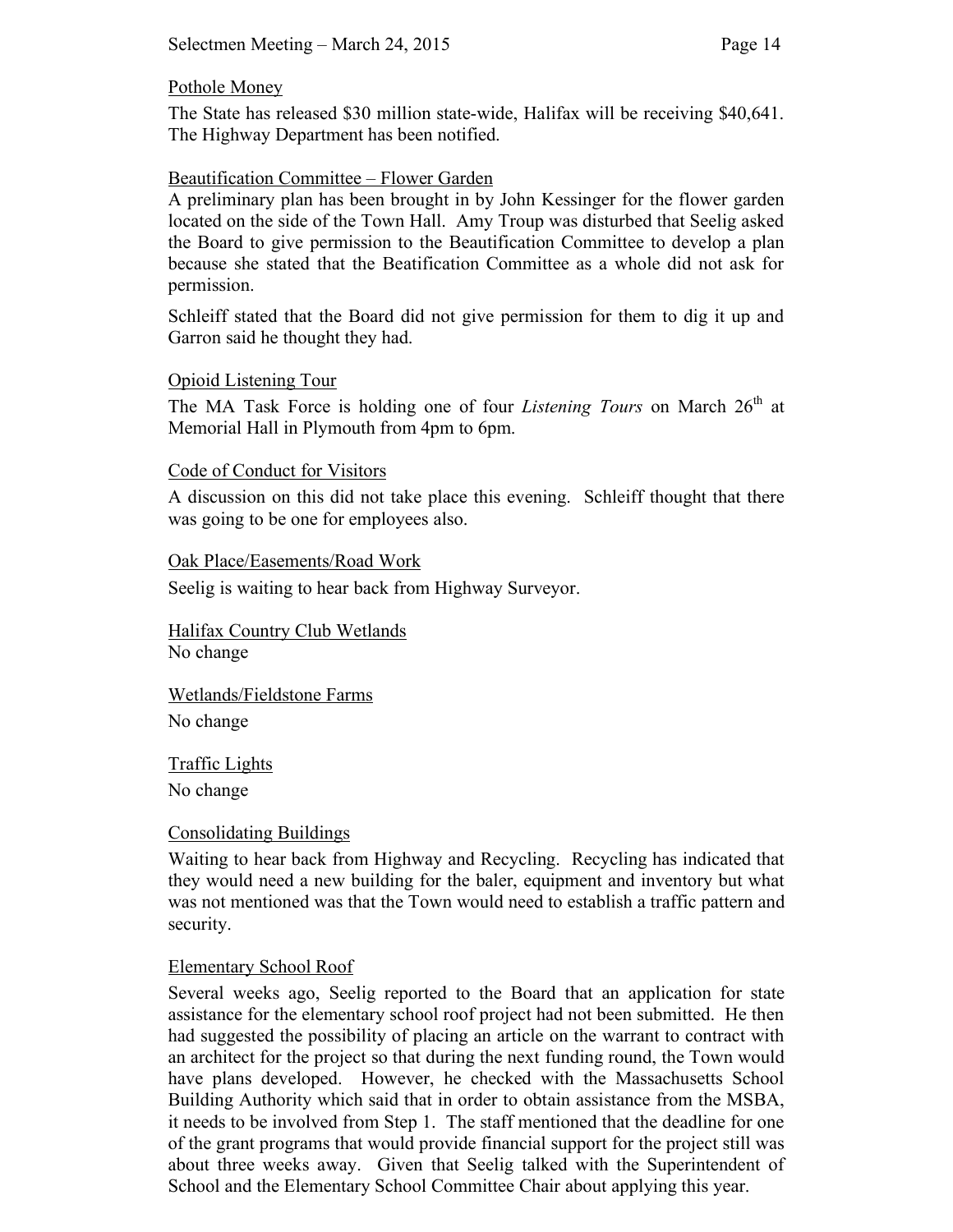Pothole Money

The State has released $30 million state-wide, Halifax will be receiving $40,641. The Highway Department has been notified.

Beautification Committee – Flower Garden

A preliminary plan has been brought in by John Kessinger for the flower garden located on the side of the Town Hall. Amy Troup was disturbed that Seelig asked the Board to give permission to the Beautification Committee to develop a plan because she stated that the Beatification Committee as a whole did not ask for permission.

Schleiff stated that the Board did not give permission for them to dig it up and Garron said he thought they had.

Opioid Listening Tour

The MA Task Force is holding one of four *Listening Tours* on March 26th at Memorial Hall in Plymouth from 4pm to 6pm.

Code of Conduct for Visitors

A discussion on this did not take place this evening. Schleiff thought that there was going to be one for employees also.

Oak Place/Easements/Road Work

Seelig is waiting to hear back from Highway Surveyor.

Halifax Country Club Wetlands

No change

Wetlands/Fieldstone Farms

No change

Traffic Lights

No change

Consolidating Buildings

Waiting to hear back from Highway and Recycling. Recycling has indicated that they would need a new building for the baler, equipment and inventory but what was not mentioned was that the Town would need to establish a traffic pattern and security.

Elementary School Roof

Several weeks ago, Seelig reported to the Board that an application for state assistance for the elementary school roof project had not been submitted. He then had suggested the possibility of placing an article on the warrant to contract with an architect for the project so that during the next funding round, the Town would have plans developed. However, he checked with the Massachusetts School Building Authority which said that in order to obtain assistance from the MSBA, it needs to be involved from Step 1. The staff mentioned that the deadline for one of the grant programs that would provide financial support for the project still was about three weeks away. Given that Seelig talked with the Superintendent of School and the Elementary School Committee Chair about applying this year.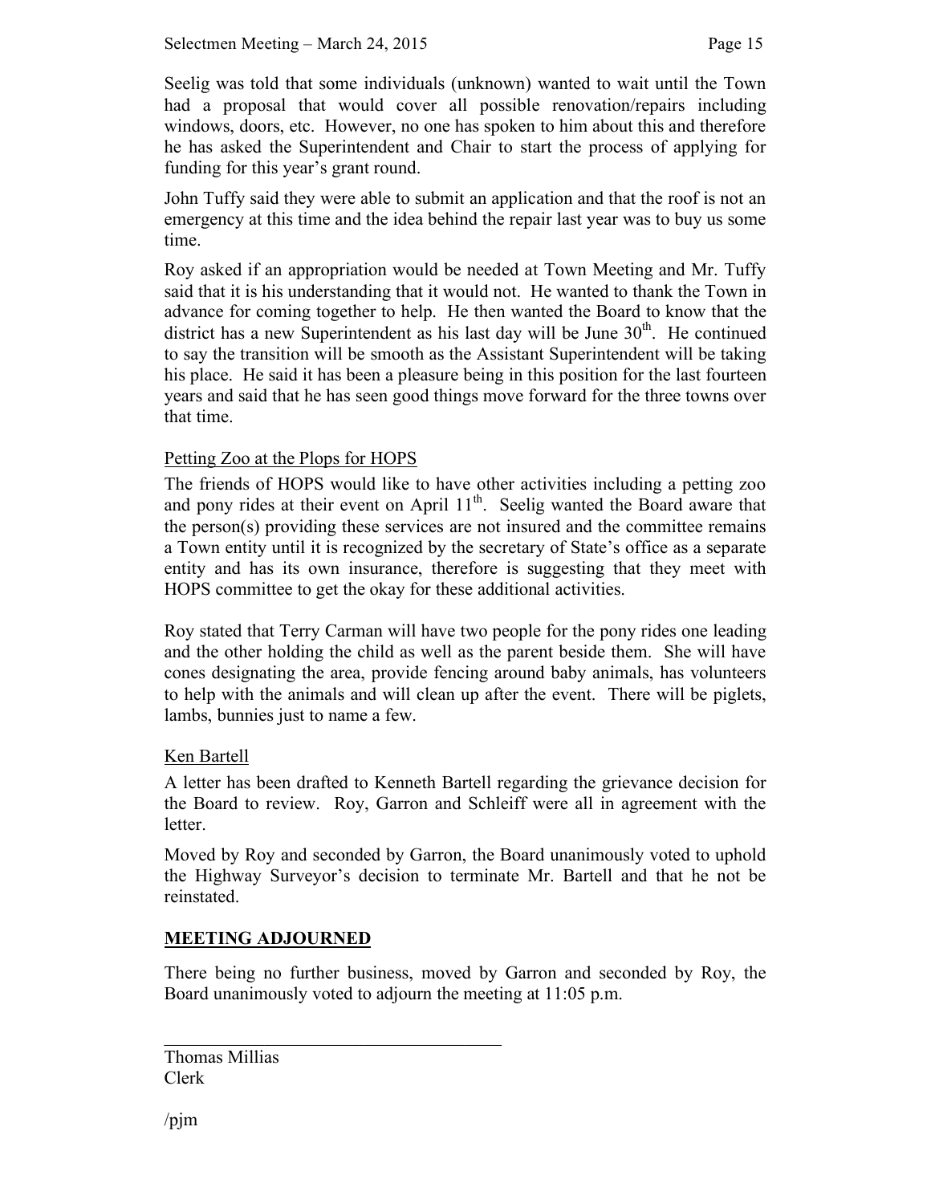Seelig was told that some individuals (unknown) wanted to wait until the Town had a proposal that would cover all possible renovation/repairs including windows, doors, etc. However, no one has spoken to him about this and therefore he has asked the Superintendent and Chair to start the process of applying for funding for this year's grant round.

John Tuffy said they were able to submit an application and that the roof is not an emergency at this time and the idea behind the repair last year was to buy us some time.

Roy asked if an appropriation would be needed at Town Meeting and Mr. Tuffy said that it is his understanding that it would not. He wanted to thank the Town in advance for coming together to help. He then wanted the Board to know that the district has a new Superintendent as his last day will be June 30th. He continued to say the transition will be smooth as the Assistant Superintendent will be taking his place. He said it has been a pleasure being in this position for the last fourteen years and said that he has seen good things move forward for the three towns over that time.

Petting Zoo at the Plops for HOPS

The friends of HOPS would like to have other activities including a petting zoo and pony rides at their event on April 11th. Seelig wanted the Board aware that the person(s) providing these services are not insured and the committee remains a Town entity until it is recognized by the secretary of State's office as a separate entity and has its own insurance, therefore is suggesting that they meet with HOPS committee to get the okay for these additional activities.

Roy stated that Terry Carman will have two people for the pony rides one leading and the other holding the child as well as the parent beside them. She will have cones designating the area, provide fencing around baby animals, has volunteers to help with the animals and will clean up after the event. There will be piglets, lambs, bunnies just to name a few.

Ken Bartell

A letter has been drafted to Kenneth Bartell regarding the grievance decision for the Board to review. Roy, Garron and Schleiff were all in agreement with the letter.

Moved by Roy and seconded by Garron, the Board unanimously voted to uphold the Highway Surveyor's decision to terminate Mr. Bartell and that he not be reinstated.

## MEETING ADJOURNED

There being no further business, moved by Garron and seconded by Roy, the Board unanimously voted to adjourn the meeting at 11:05 p.m.

\_\_\_\_\_\_\_\_\_\_\_\_\_\_\_\_\_\_\_\_\_\_\_\_\_\_\_\_\_\_\_\_\_\_\_\_

Thomas Millias
Clerk

/pjm